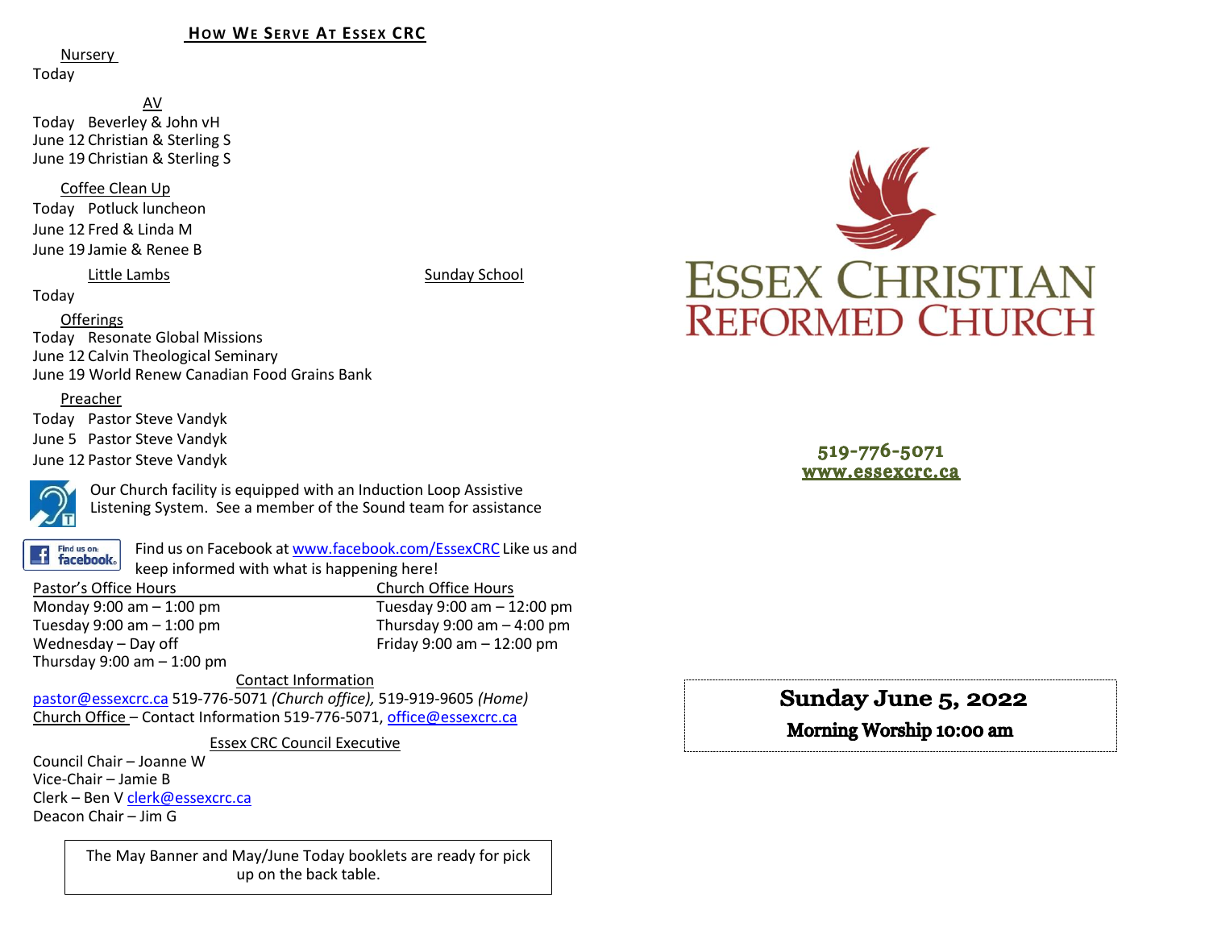## HOW WE SERVE AT ESSEX CRC

Nursery

Today

AV

Today Beverley & John vH
June 12 Christian & Sterling S
June 19 Christian & Sterling S

Coffee Clean Up

Today Potluck luncheon
June 12 Fred & Linda M
June 19 Jamie & Renee B

Little Lambs

Today

Sunday School

Offerings

Today Resonate Global Missions
June 12 Calvin Theological Seminary
June 19 World Renew Canadian Food Grains Bank

Preacher

Today Pastor Steve Vandyk
June 5 Pastor Steve Vandyk
June 12 Pastor Steve Vandyk

Our Church facility is equipped with an Induction Loop Assistive Listening System. See a member of the Sound team for assistance

Find us on Facebook at www.facebook.com/EssexCRC Like us and keep informed with what is happening here!

| Pastor's Office Hours | Church Office Hours |
|---|---|
| Monday 9:00 am – 1:00 pm | Tuesday 9:00 am – 12:00 pm |
| Tuesday 9:00 am – 1:00 pm | Thursday 9:00 am – 4:00 pm |
| Wednesday – Day off | Friday 9:00 am – 12:00 pm |
| Thursday 9:00 am – 1:00 pm | |

Contact Information

pastor@essexcrc.ca 519-776-5071 *(Church office),* 519-919-9605 *(Home)*
Church Office – Contact Information 519-776-5071, office@essexcrc.ca

Essex CRC Council Executive

Council Chair – Joanne W
Vice-Chair – Jamie B
Clerk – Ben V clerk@essexcrc.ca
Deacon Chair – Jim G

The May Banner and May/June Today booklets are ready for pick up on the back table.

# ESSEX CHRISTIAN REFORMED CHURCH

519-776-5071
www.essexcrc.ca

**Sunday June 5, 2022**

**Morning Worship 10:00 am**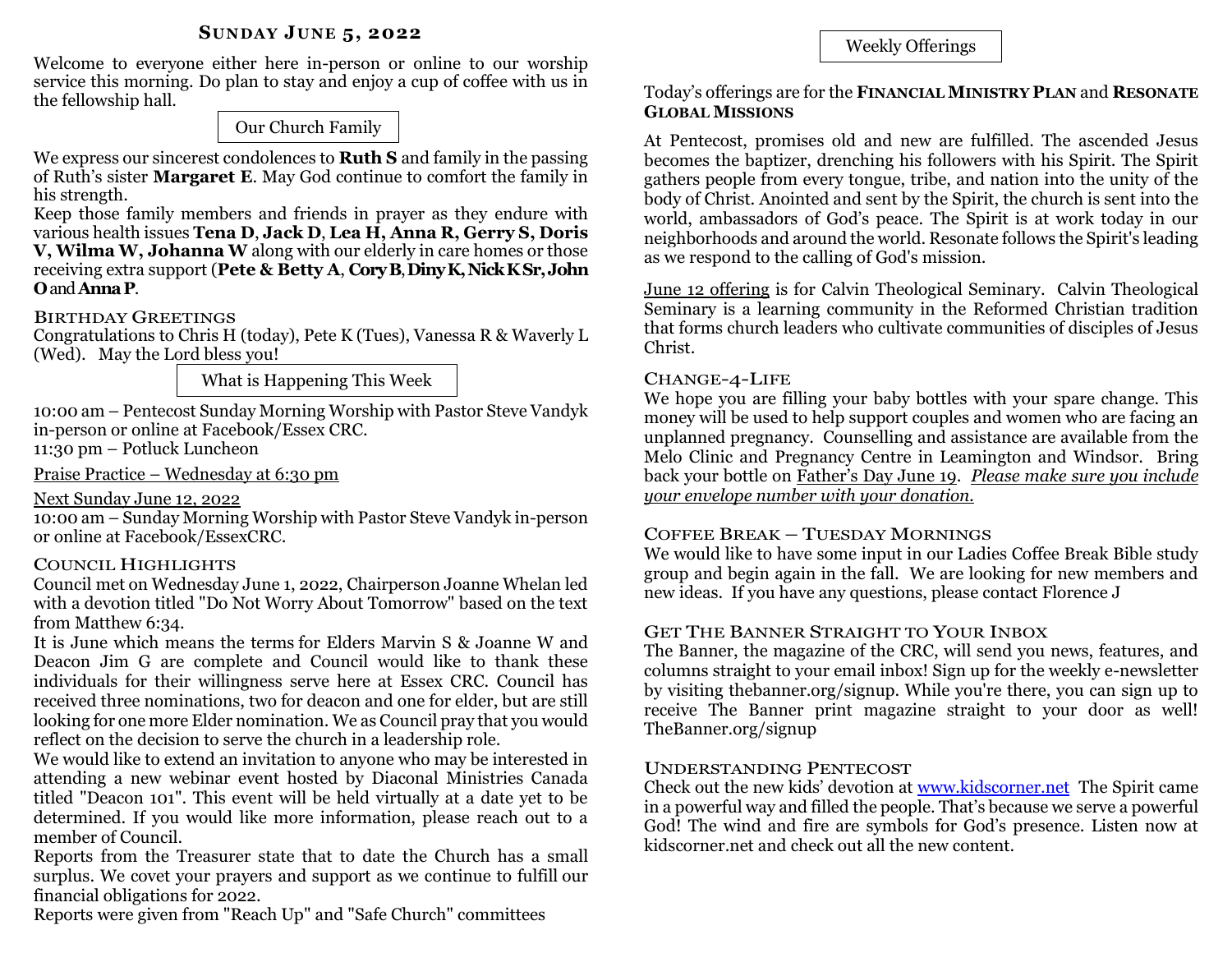## Sunday June 5, 2022

Welcome to everyone either here in-person or online to our worship service this morning. Do plan to stay and enjoy a cup of coffee with us in the fellowship hall.

### Our Church Family

We express our sincerest condolences to **Ruth S** and family in the passing of Ruth's sister **Margaret E**. May God continue to comfort the family in his strength.

Keep those family members and friends in prayer as they endure with various health issues **Tena D**, **Jack D**, **Lea H, Anna R, Gerry S, Doris V, Wilma W, Johanna W** along with our elderly in care homes or those receiving extra support (**Pete & Betty A**, **Cory B**, **Diny K, Nick K Sr, John O** and **Anna P**.

#### Birthday Greetings

Congratulations to Chris H (today), Pete K (Tues), Vanessa R & Waverly L (Wed). May the Lord bless you!

### What is Happening This Week

10:00 am – Pentecost Sunday Morning Worship with Pastor Steve Vandyk in-person or online at Facebook/Essex CRC.
11:30 pm – Potluck Luncheon

Praise Practice – Wednesday at 6:30 pm

Next Sunday June 12, 2022
10:00 am – Sunday Morning Worship with Pastor Steve Vandyk in-person or online at Facebook/EssexCRC.

#### Council Highlights

Council met on Wednesday June 1, 2022, Chairperson Joanne Whelan led with a devotion titled "Do Not Worry About Tomorrow" based on the text from Matthew 6:34.

It is June which means the terms for Elders Marvin S & Joanne W and Deacon Jim G are complete and Council would like to thank these individuals for their willingness serve here at Essex CRC. Council has received three nominations, two for deacon and one for elder, but are still looking for one more Elder nomination. We as Council pray that you would reflect on the decision to serve the church in a leadership role.

We would like to extend an invitation to anyone who may be interested in attending a new webinar event hosted by Diaconal Ministries Canada titled "Deacon 101". This event will be held virtually at a date yet to be determined. If you would like more information, please reach out to a member of Council.

Reports from the Treasurer state that to date the Church has a small surplus. We covet your prayers and support as we continue to fulfill our financial obligations for 2022.

Reports were given from "Reach Up" and "Safe Church" committees

### Weekly Offerings

Today's offerings are for the **Financial Ministry Plan** and **Resonate Global Missions**

At Pentecost, promises old and new are fulfilled. The ascended Jesus becomes the baptizer, drenching his followers with his Spirit. The Spirit gathers people from every tongue, tribe, and nation into the unity of the body of Christ. Anointed and sent by the Spirit, the church is sent into the world, ambassadors of God's peace. The Spirit is at work today in our neighborhoods and around the world. Resonate follows the Spirit's leading as we respond to the calling of God's mission.

June 12 offering is for Calvin Theological Seminary. Calvin Theological Seminary is a learning community in the Reformed Christian tradition that forms church leaders who cultivate communities of disciples of Jesus Christ.

#### Change-4-Life

We hope you are filling your baby bottles with your spare change. This money will be used to help support couples and women who are facing an unplanned pregnancy. Counselling and assistance are available from the Melo Clinic and Pregnancy Centre in Leamington and Windsor. Bring back your bottle on Father's Day June 19. *Please make sure you include your envelope number with your donation.*

#### Coffee Break – Tuesday Mornings

We would like to have some input in our Ladies Coffee Break Bible study group and begin again in the fall. We are looking for new members and new ideas. If you have any questions, please contact Florence J

#### Get The Banner Straight to Your Inbox

The Banner, the magazine of the CRC, will send you news, features, and columns straight to your email inbox! Sign up for the weekly e-newsletter by visiting thebanner.org/signup. While you're there, you can sign up to receive The Banner print magazine straight to your door as well! TheBanner.org/signup

#### Understanding Pentecost

Check out the new kids' devotion at www.kidscorner.net The Spirit came in a powerful way and filled the people. That's because we serve a powerful God! The wind and fire are symbols for God's presence. Listen now at kidscorner.net and check out all the new content.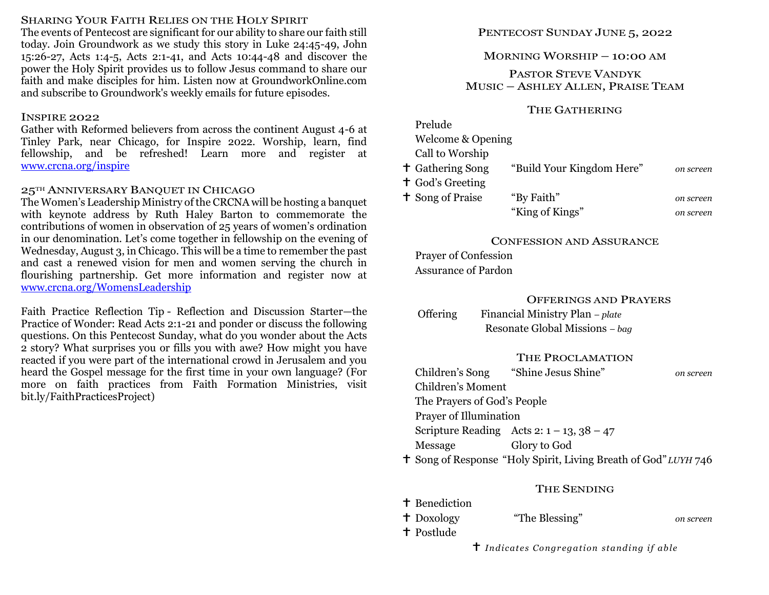## Sharing Your Faith Relies on the Holy Spirit

The events of Pentecost are significant for our ability to share our faith still today. Join Groundwork as we study this story in Luke 24:45-49, John 15:26-27, Acts 1:4-5, Acts 2:1-41, and Acts 10:44-48 and discover the power the Holy Spirit provides us to follow Jesus command to share our faith and make disciples for him. Listen now at GroundworkOnline.com and subscribe to Groundwork's weekly emails for future episodes.

## Inspire 2022

Gather with Reformed believers from across the continent August 4-6 at Tinley Park, near Chicago, for Inspire 2022. Worship, learn, find fellowship, and be refreshed! Learn more and register at www.crcna.org/inspire

## 25th Anniversary Banquet in Chicago

The Women's Leadership Ministry of the CRCNA will be hosting a banquet with keynote address by Ruth Haley Barton to commemorate the contributions of women in observation of 25 years of women's ordination in our denomination. Let's come together in fellowship on the evening of Wednesday, August 3, in Chicago. This will be a time to remember the past and cast a renewed vision for men and women serving the church in flourishing partnership. Get more information and register now at www.crcna.org/WomensLeadership

Faith Practice Reflection Tip - Reflection and Discussion Starter—the Practice of Wonder: Read Acts 2:1-21 and ponder or discuss the following questions. On this Pentecost Sunday, what do you wonder about the Acts 2 story? What surprises you or fills you with awe? How might you have reacted if you were part of the international crowd in Jerusalem and you heard the Gospel message for the first time in your own language? (For more on faith practices from Faith Formation Ministries, visit bit.ly/FaithPracticesProject)

# Pentecost Sunday June 5, 2022

## Morning Worship – 10:00 am

Pastor Steve Vandyk
Music – Ashley Allen, Praise Team

### The Gathering

Prelude
Welcome & Opening
Call to Worship
✝ Gathering Song "Build Your Kingdom Here" *on screen*
✝ God's Greeting
✝ Song of Praise "By Faith" *on screen*
"King of Kings" *on screen*

### Confession and Assurance

Prayer of Confession
Assurance of Pardon

### Offerings and Prayers

Offering Financial Ministry Plan – *plate*
Resonate Global Missions – *bag*

### The Proclamation

Children's Song "Shine Jesus Shine" *on screen*
Children's Moment
The Prayers of God's People
Prayer of Illumination
Scripture Reading Acts 2: 1 – 13, 38 – 47
Message Glory to God
✝ Song of Response "Holy Spirit, Living Breath of God" *LUYH* 746

### The Sending

✝ Benediction
✝ Doxology "The Blessing" *on screen*
✝ Postlude

✝ *Indicates Congregation standing if able*